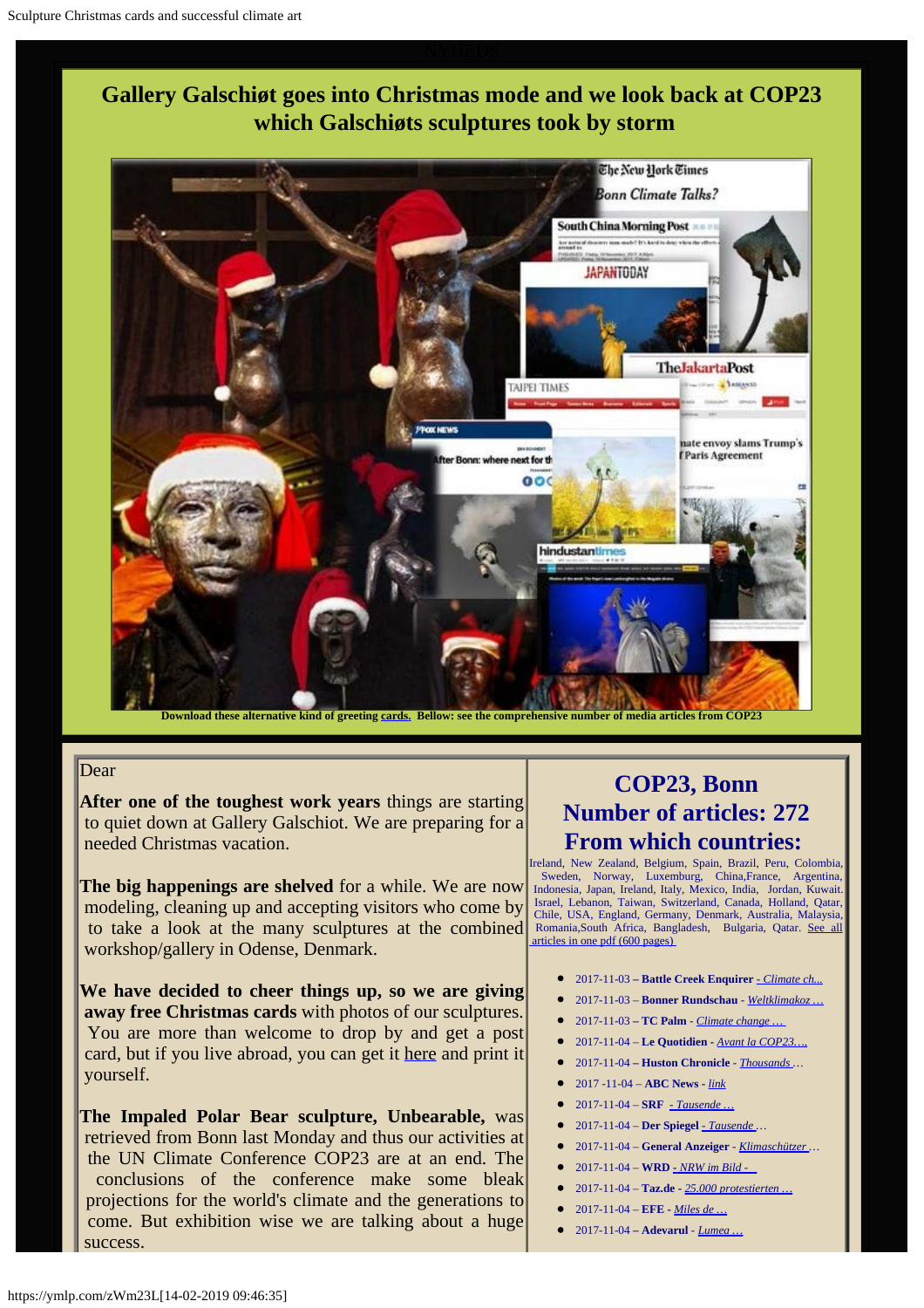# Gallery Galschiøt goes into Christmas mode and we look back at COP23 which Galschiøts sculptures took by storm

**Download these alternative kind of greeting cards. Bellow: see the comprehensive number of media articles from COP23**

Dear

**After one of the toughest work years** things are starting to quiet down at Gallery Galschiot. We are preparing for a needed Christmas vacation.

**The big happenings are shelved** for a while. We are now modeling, cleaning up and accepting visitors who come by to take a look at the many sculptures at the combined workshop/gallery in Odense, Denmark.

**We have decided to cheer things up, so we are giving away free Christmas cards** with photos of our sculptures. You are more than welcome to drop by and get a post card, but if you live abroad, you can get it here and print it yourself.

**The Impaled Polar Bear sculpture, Unbearable,** was retrieved from Bonn last Monday and thus our activities at the UN Climate Conference COP23 are at an end. The conclusions of the conference make some bleak projections for the world's climate and the generations to come. But exhibition wise we are talking about a huge success.

## COP23, Bonn Number of articles: 272 From which countries:

Ireland, New Zealand, Belgium, Spain, Brazil, Peru, Colombia, Sweden, Norway, Luxemburg, China,France, Argentina, Indonesia, Japan, Ireland, Italy, Mexico, India, Jordan, Kuwait, Israel, Lebanon, Taiwan, Switzerland, Canada, Holland, Qatar, Chile, USA, England, Germany, Denmark, Australia, Malaysia, Romania,South Africa, Bangladesh, Bulgaria, Qatar. See all articles in one pdf (600 pages)

- 2017-11-03 – **Battle Creek Enquirer** - *Climate ch...*
- 2017-11-03 – **Bonner Rundschau** - *Weltklimakoz ...*
- 2017-11-03 – **TC Palm** - *Climate change ...*
- 2017-11-04 – **Le Quotidien** - *Avant la COP23....*
- 2017-11-04 – **Huston Chronicle** - *Thousands ...*
- 2017 -11-04 – **ABC News** - *link*
- 2017-11-04 – **SRF** - *Tausende ...*
- 2017-11-04 – **Der Spiegel** - *Tausende ...*
- 2017-11-04 – **General Anzeiger** - *Klimaschützer ...*
- 2017-11-04 – **WRD** - *NRW im Bild -*
- 2017-11-04 – **Taz.de** - *25.000 protestierten ...*
- 2017-11-04 – **EFE** - *Miles de ...*
- 2017-11-04 – **Adevarul** - *Lumea ...*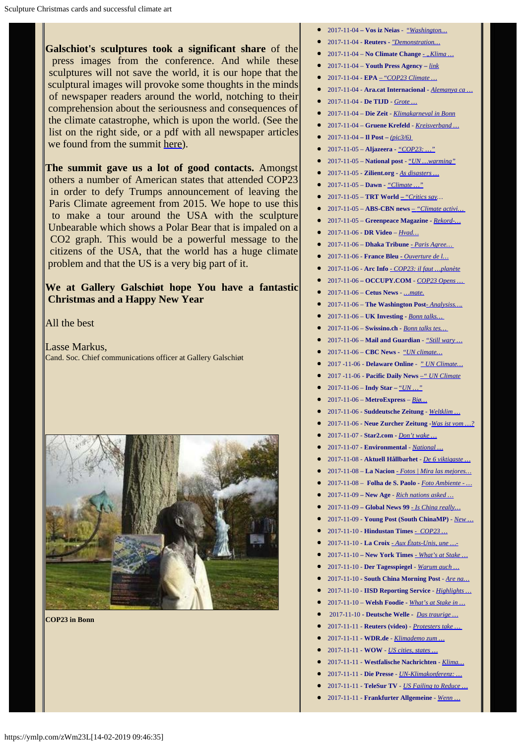**Galschiot's sculptures took a significant share** of the press images from the conference. And while these sculptures will not save the world, it is our hope that the sculptural images will provoke some thoughts in the minds of newspaper readers around the world, notching to their comprehension about the seriousness and consequences of the climate catastrophe, which is upon the world. (See the list on the right side, or a pdf with all newspaper articles we found from the summit here).

**The summit gave us a lot of good contacts.** Amongst others a number of American states that attended COP23 in order to defy Trumps announcement of leaving the Paris Climate agreement from 2015. We hope to use this to make a tour around the USA with the sculpture Unbearable which shows a Polar Bear that is impaled on a CO2 graph. This would be a powerful message to the citizens of the USA, that the world has a huge climate problem and that the US is a very big part of it.

**We at Gallery Galschiøt hope You have a fantastic Christmas and a Happy New Year**

All the best

Lasse Markus,
Cand. Soc. Chief communications officer at Gallery Galschiøt

**COP23 in Bonn**

- 2017-11-04 – **Vos iz Neias** - *"Washington…*
- 2017-11-04 - **Reuters** - *"Demonstration…*
- 2017-11-04 – **No Climate Change** - *„Klima …*
- 2017-11-04 – **Youth Press Agency** – *link*
- 2017-11-04 - **EPA** – *"COP23 Climate …*
- 2017-11-04 - **Ara.cat Internacional** - *Alemanya ca …*
- 2017-11-04 - **De TIJD** - *Grote …*
- 2017-11-04 – **Die Zeit** - *Klimakarneval in Bonn*
- 2017-11-04 – **Gruene Krefeld** - *Kreisverband …*
- 2017-11-04 – **Il Post** – *(pic3/6)*
- 2017-11-05 – **Aljazeera** - *"COP23: …"*
- 2017-11-05 – **National post** - *"UN …warming"*
- 2017-11-05 - **Zilient.org** - *As disasters …*
- 2017-11-05 - **Dawn** - *"Climate …"*
- 2017-11-05 – **TRT World** – *"Critics say…*
- 2017-11-05 – **ABS-CBN news** – *"Climate activi…*
- 2017-11-05 – **Greenpeace Magazine** - *Rekord-…*
- 2017-11-06 - **DR Video** – *Hvad…*
- 2017-11-06 – **Dhaka Tribune** - *Paris Agree…*
- 2017-11-06 - **France Bleu** - *Ouverture de l…*
- 2017-11-06 - **Arc Info** - *COP23: il faut …planète*
- 2017-11-06 – **OCCUPY.COM** - *COP23 Opens …*
- 2017-11-06 – **Cetus News** - *…mate.*
- 2017-11-06 - **The Washington Post**- *Analysis….*
- 2017-11-06 – **UK Investing** - *Bonn talks…*
- 2017-11-06 - **Swissino.ch** - *Bonn talks tes…*
- 2017-11-06 – **Mail and Guardian** - *"Still wary …*
- 2017-11-06 – **CBC News** - *"UN climate…*
- 2017 -11-06 - **Delaware Online** - *" UN Climate…*
- 2017 -11-06 - **Pacific Daily News** – *" UN Climate*
- 2017-11-06 – **Indy Star** – *"UN …"*
- 2017-11-06 – **MetroExpress** – *Bjø…*
- 2017-11-06 - **Suddeutsche Zeitung** - *Weltklim …*
- 2017-11-06 - **Neue Zurcher Zeitung** -*Was ist vom …?*
- 2017-11-07 - **Star2.com** - *Don't wake …*
- 2017-11-07 - **Environmental** - *National …*
- 2017-11-08 - **Aktuell Hållbarhet** - *De 6 viktigaste …*
- 2017-11-08 – **La Nacion** - *Fotos | Mira las mejores…*
- 2017-11-08 – **Folha de S. Paolo** - *Foto Ambiente - …*
- 2017-11-09 – **New Age** - *Rich nations asked …*
- 2017-11-09 – **Global News 99** - *Is China really…*
- 2017-11-09 - **Young Post (South ChinaMP)** - *New …*
- 2017-11-10 - **Hindustan Times** - *COP23 …*
- 2017-11-10 - **La Croix** - *Aux États-Unis, une …-*
- 2017-11-10 – **New York Times** - *What's at Stake …*
- 2017-11-10 - **Der Tagesspiegel** - *Warum auch …*
- 2017-11-10 - **South China Morning Post** - *Are na…*
- 2017-11-10 - **IISD Reporting Service** - *Highlights …*
- 2017-11-10 – **Welsh Foodie** - *What's at Stake in …*
- 2017-11-10 - **Deutsche Welle** - *Das traurige …*
- 2017-11-11 - **Reuters (video)** - *Protesters take …*
- 2017-11-11 - **WDR.de** - *Klimademo zum …*
- 2017-11-11 - **WOW** - *US cities, states …*
- 2017-11-11 - **Westfalische Nachrichten** - *Klima…*
- 2017-11-11 - **Die Presse** - *UN-Klimakonferenz: …*
- 2017-11-11 - **TeleSur TV** - *US Failing to Reduce …*
- 2017-11-11 - **Frankfurter Allgemeine** - *Wenn …*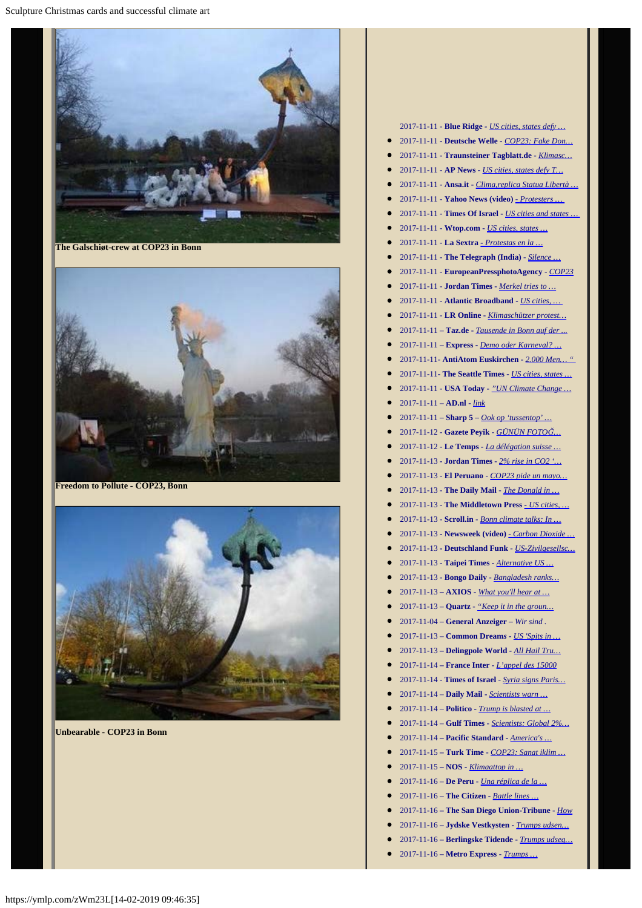**The Galschiøt-crew at COP23 in Bonn**

**Freedom to Pollute - COP23, Bonn**

**Unbearable - COP23 in Bonn**

2017-11-11 - **Blue Ridge** - *US cities, states defy …*

- 2017-11-11 - **Deutsche Welle** - *COP23: Fake Don…*
- 2017-11-11 - **Traunsteiner Tagblatt.de** - *Klimasc…*
- 2017-11-11 - **AP News** - *US cities, states defy T…*
- 2017-11-11 - **Ansa.it** - *Clima,replica Statua Libertà …*
- 2017-11-11 - **Yahoo News (video)** - *- Protesters …*
- 2017-11-11 - **Times Of Israel** - *US cities and states …*
- 2017-11-11 - **Wtop.com** - *US cities, states …*
- 2017-11-11 - **La Sextra** - *- Protestas en la …*
- 2017-11-11 - **The Telegraph (India)** - *Silence …*
- 2017-11-11 - **EuropeanPressphotoAgency** - *COP23*
- 2017-11-11 - **Jordan Times** - *Merkel tries to …*
- 2017-11-11 - **Atlantic Broadband** - *US cities, …*
- 2017-11-11 - **LR Online** - *Klimaschützer protest…*
- 2017-11-11 – **Taz.de** - *Tausende in Bonn auf der ...*
- 2017-11-11 – **Express** - *Demo oder Karneval? …*
- 2017-11-11- **AntiAtom Euskirchen** - *2.000 Men… "*
- 2017-11-11- **The Seattle Times** - *US cities, states …*
- 2017-11-11 - **USA Today** - *"UN Climate Change …*
- 2017-11-11 – **AD.nl** - *link*
- 2017-11-11 – **Sharp 5** – *Ook op 'tussentop' …*
- 2017-11-12 - **Gazete Peyik** - *GÜNÜN FOTOĞ…*
- 2017-11-12 - **Le Temps** - *La délégation suisse …*
- 2017-11-13 - **Jordan Times** - *2% rise in CO2 '…*
- 2017-11-13 - **El Peruano** - *COP23 pide un mayo…*
- 2017-11-13 - **The Daily Mail** - *The Donald in …*
- 2017-11-13 - **The Middletown Press** - *- US cities, …*
- 2017-11-13 - **Scroll.in** - *Bonn climate talks: In …*
- 2017-11-13 - **Newsweek (video)** - *- Carbon Dioxide …*
- 2017-11-13 - **Deutschland Funk** - *US-Zivilgesellsc…*
- 2017-11-13 - **Taipei Times** - *Alternative US …*
- 2017-11-13 - **Bongo Daily** - *Bangladesh ranks…*
- 2017-11-13 – **AXIOS** - *What you'll hear at …*
- 2017-11-13 – **Quartz** - *"Keep it in the groun…*
- 2017-11-04 – **General Anzeiger** – Wir sind .
- 2017-11-13 – **Common Dreams** - *US 'Spits in …*
- 2017-11-13 – **Delingpole World** - *All Hail Tru…*
- 2017-11-14 – **France Inter** - *L'appel des 15000*
- 2017-11-14 - **Times of Israel** - *Syria signs Paris…*
- 2017-11-14 – **Daily Mail** - *Scientists warn …*
- 2017-11-14 – **Politico** - *Trump is blasted at …*
- 2017-11-14 – **Gulf Times** - *Scientists: Global 2%…*
- 2017-11-14 – **Pacific Standard** - *America's …*
- 2017-11-15 – **Turk Time** - *COP23: Sanat iklim …*
- 2017-11-15 – **NOS** - *Klimaattop in …*
- 2017-11-16 – **De Peru** - *Una réplica de la …*
- 2017-11-16 – **The Citizen** - *Battle lines …*
- 2017-11-16 – **The San Diego Union-Tribune** - *How*
- 2017-11-16 – **Jydske Vestkysten** - *Trumps udsen…*
- 2017-11-16 – **Berlingske Tidende** - *Trumps udseg…*
- 2017-11-16 – **Metro Express** - *Trumps …*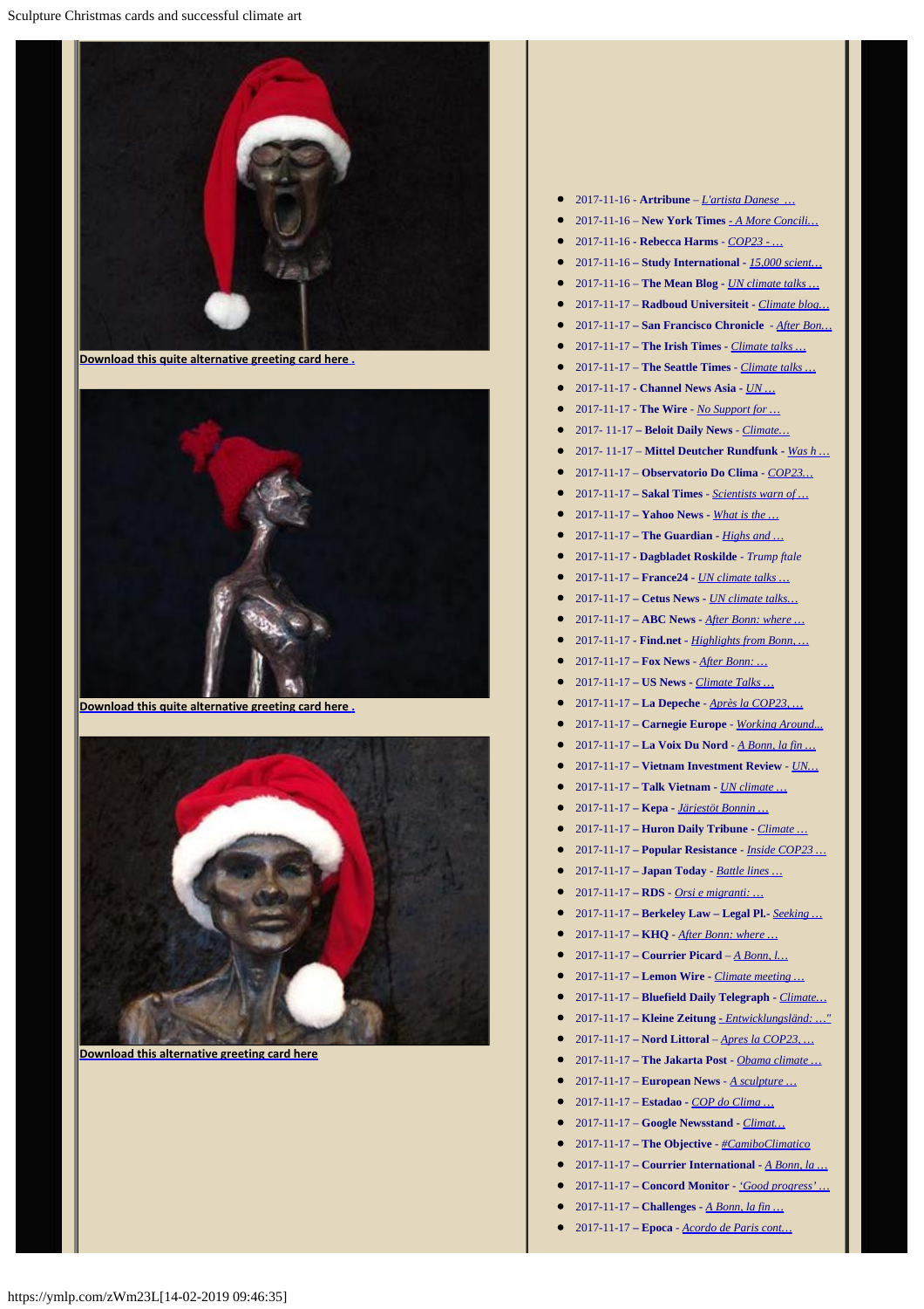[Download this quite alternative greeting card here .](#)

[Download this quite alternative greeting card here .](#)

[Download this alternative greeting card here](#)

- 2017-11-16 - **Artribune** – L'artista Danese …
- 2017-11-16 – **New York Times** - A More Concili…
- 2017-11-16 - **Rebecca Harms** - COP23 - …
- 2017-11-16 – **Study International** - 15,000 scient…
- 2017-11-16 – **The Mean Blog** - UN climate talks …
- 2017-11-17 – **Radboud Universiteit** - Climate blog…
- 2017-11-17 – **San Francisco Chronicle** - After Bon…
- 2017-11-17 – **The Irish Times** - Climate talks …
- 2017-11-17 – **The Seattle Times** - Climate talks …
- 2017-11-17 - **Channel News Asia** - UN …
- 2017-11-17 - **The Wire** - No Support for …
- 2017- 11-17 – **Beloit Daily News** - Climate…
- 2017- 11-17 – **Mittel Deutcher Rundfunk** - Was h …
- 2017-11-17 – **Observatorio Do Clima** - COP23…
- 2017-11-17 – **Sakal Times** - Scientists warn of …
- 2017-11-17 – **Yahoo News** - What is the …
- 2017-11-17 – **The Guardian** - Highs and …
- 2017-11-17 - **Dagbladet Roskilde** - Trump ftale
- 2017-11-17 – **France24** - UN climate talks …
- 2017-11-17 – **Cetus News** - UN climate talks…
- 2017-11-17 – **ABC News** - After Bonn: where …
- 2017-11-17 - **Find.net** - Highlights from Bonn, …
- 2017-11-17 – **Fox News** - After Bonn: …
- 2017-11-17 – **US News** - Climate Talks …
- 2017-11-17 – **La Depeche** - Après la COP23, …
- 2017-11-17 – **Carnegie Europe** - Working Around…
- 2017-11-17 – **La Voix Du Nord** - A Bonn, la fin …
- 2017-11-17 – **Vietnam Investment Review** - UN…
- 2017-11-17 – **Talk Vietnam** - UN climate …
- 2017-11-17 - **Kepa** - Järjestöt Bonnin …
- 2017-11-17 – **Huron Daily Tribune** - Climate …
- 2017-11-17 – **Popular Resistance** - Inside COP23 …
- 2017-11-17 – **Japan Today** - Battle lines …
- 2017-11-17 – **RDS** - Orsi e migranti: …
- 2017-11-17 – **Berkeley Law – Legal Pl.**- Seeking …
- 2017-11-17 – **KHQ** - After Bonn: where …
- 2017-11-17 – **Courrier Picard** – A Bonn, l…
- 2017-11-17 – **Lemon Wire** - Climate meeting …
- 2017-11-17 – **Bluefield Daily Telegraph** - Climate…
- 2017-11-17 – **Kleine Zeitung** - Entwicklungsländ: …"
- 2017-11-17 – **Nord Littoral** – Apres la COP23, …
- 2017-11-17 – **The Jakarta Post** - Obama climate …
- 2017-11-17 – **European News** - A sculpture …
- 2017-11-17 – **Estadao** - COP do Clima …
- 2017-11-17 – **Google Newsstand** - Climat…
- 2017-11-17 – **The Objective** - #CamiboClimatico
- 2017-11-17 – **Courrier International** - A Bonn, la …
- 2017-11-17 – **Concord Monitor** - 'Good progress' …
- 2017-11-17 – **Challenges** - A Bonn, la fin …
- 2017-11-17 – **Epoca** - Acordo de Paris cont…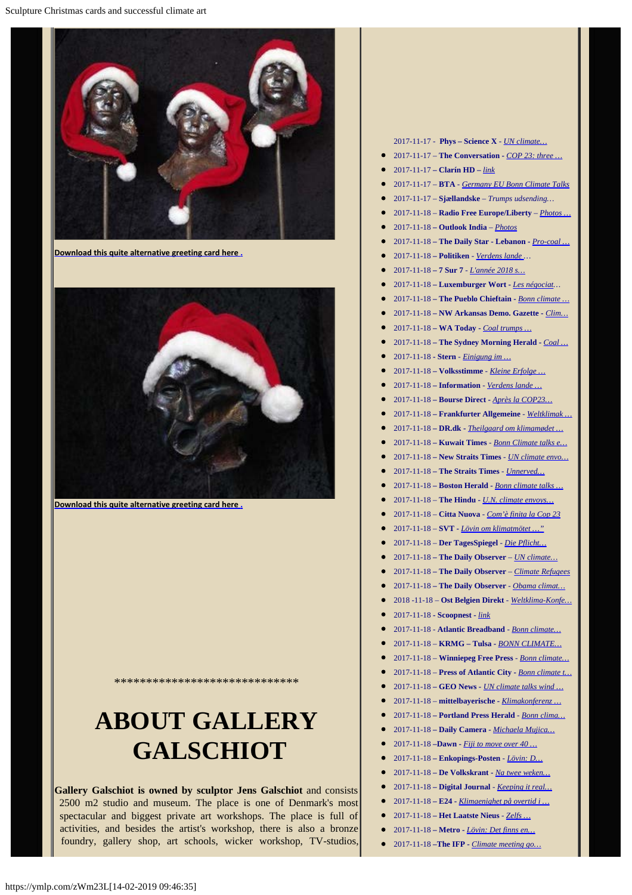**Download this quite alternative greeting card here .**

**Download this quite alternative greeting card here .**

****************************

# ABOUT GALLERY GALSCHIOT

**Gallery Galschiot is owned by sculptor Jens Galschiot** and consists 2500 m2 studio and museum. The place is one of Denmark's most spectacular and biggest private art workshops. The place is full of activities, and besides the artist's workshop, there is also a bronze foundry, gallery shop, art schools, wicker workshop, TV-studios,

2017-11-17 - **Phys – Science X** - *UN climate…*

- 2017-11-17 – **The Conversation** - *COP 23: three …*
- 2017-11-17 – **Clarín HD** – *link*
- 2017-11-17 – **BTA** - *Germany EU Bonn Climate Talks*
- 2017-11-17 – **Sjællandske** – *Trumps udsending…*
- 2017-11-18 – **Radio Free Europe/Liberty** – *Photos …*
- 2017-11-18 – **Outlook India** – *Photos*
- 2017-11-18 – **The Daily Star - Lebanon** - *Pro-coal …*
- 2017-11-18 – **Politiken** - *Verdens lande …*
- 2017-11-18 – **7 Sur 7** - *L'année 2018 s…*
- 2017-11-18 – **Luxemburger Wort** - *Les négociat…*
- 2017-11-18 – **The Pueblo Chieftain** - *Bonn climate …*
- 2017-11-18 – **NW Arkansas Demo. Gazette** - *Clim…*
- 2017-11-18 – **WA Today** - *Coal trumps …*
- 2017-11-18 – **The Sydney Morning Herald** - *Coal …*
- 2017-11-18 - **Stern** - *Einigung im …*
- 2017-11-18 – **Volksstimme** - *Kleine Erfolge …*
- 2017-11-18 – **Information** - *Verdens lande …*
- 2017-11-18 – **Bourse Direct** - *Après la COP23…*
- 2017-11-18 – **Frankfurter Allgemeine** - *Weltklimak …*
- 2017-11-18 – **DR.dk** - *Theilgaard om klimamødet …*
- 2017-11-18 – **Kuwait Times** - *Bonn Climate talks e…*
- 2017-11-18 – **New Straits Times** - *UN climate envo…*
- 2017-11-18 – **The Straits Times** - *Unnerved…*
- 2017-11-18 – **Boston Herald** - *Bonn climate talks …*
- 2017-11-18 – **The Hindu** - *U.N. climate envoys…*
- 2017-11-18 – **Citta Nuova** - *Com'è finita la Cop 23*
- 2017-11-18 – **SVT** - *Lövin om klimatmötet …"*
- 2017-11-18 – **Der TagesSpiegel** - *Die Pflicht…*
- 2017-11-18 – **The Daily Observer** – *UN climate…*
- 2017-11-18 – **The Daily Observer** – *Climate Refugees*
- 2017-11-18 – **The Daily Observer** - *Obama climat…*
- 2018 -11-18 – **Ost Belgien Direkt** - *Weltklima-Konfe…*
- 2017-11-18 - **Scoopnest** - *link*
- 2017-11-18 - **Atlantic Breadband** - *Bonn climate…*
- 2017-11-18 – **KRMG – Tulsa** - *BONN CLIMATE…*
- 2017-11-18 – **Winniepeg Free Press** - *Bonn climate…*
- 2017-11-18 – **Press of Atlantic City** - *Bonn climate t…*
- 2017-11-18 – **GEO News** - *UN climate talks wind …*
- 2017-11-18 – **mittelbayerische** - *Klimakonferenz …*
- 2017-11-18 – **Portland Press Herald** - *Bonn clima…*
- 2017-11-18 – **Daily Camera** - *Michaela Mujica…*
- 2017-11-18 –**Dawn** - *Fiji to move over 40 …*
- 2017-11-18 – **Enkopings-Posten** - *Lövin: D…*
- 2017-11-18 – **De Volkskrant** - *Na twee weken…*
- 2017-11-18 – **Digital Journal** - *Keeping it real…*
- 2017-11-18 – **E24** - *Klimaenighet på overtid i …*
- 2017-11-18 – **Het Laatste Nieus** - *Zelfs …*
- 2017-11-18 – **Metro** - *Lövin: Det finns en…*
- 2017-11-18 –**The IFP** - *Climate meeting go…*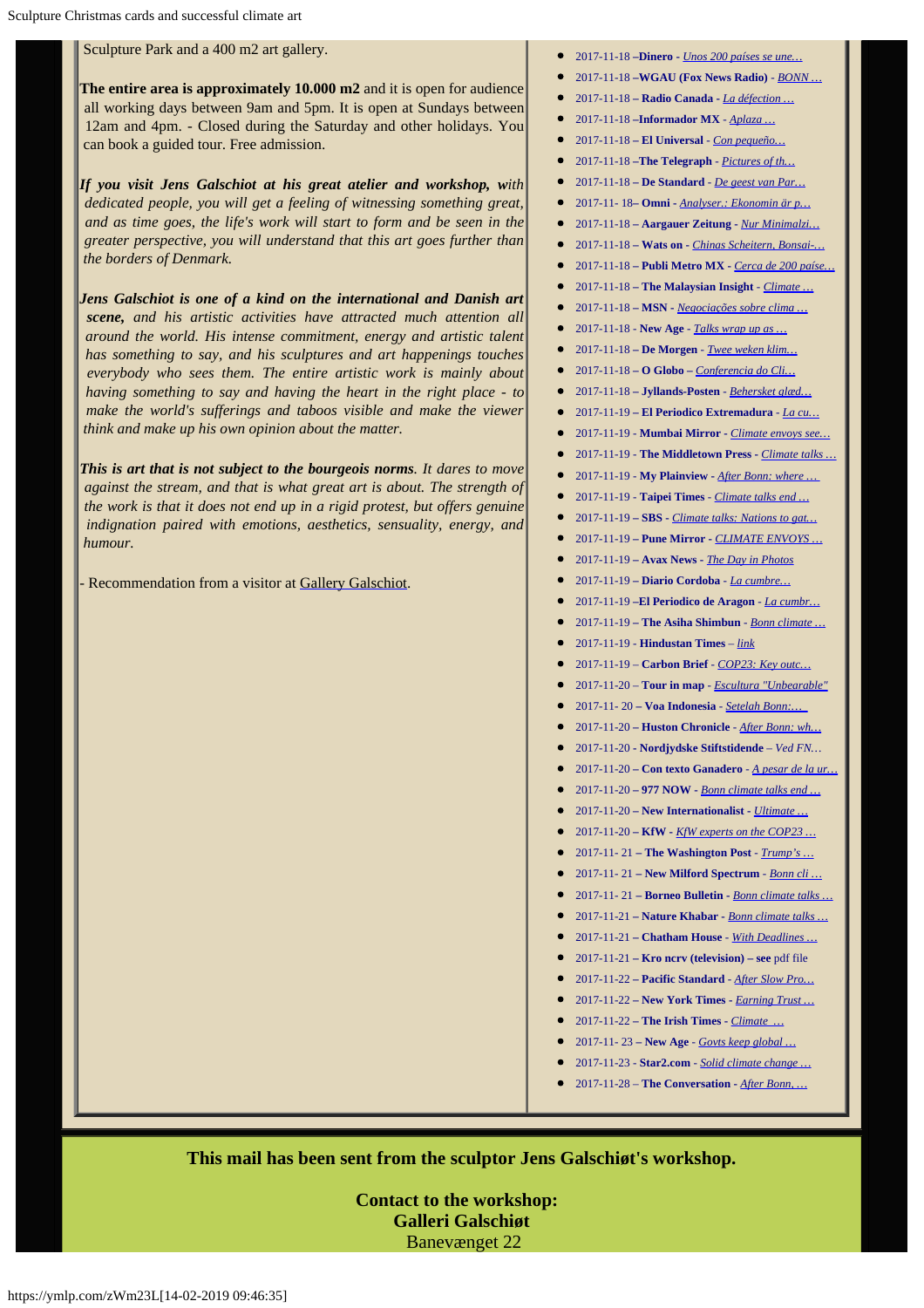Sculpture Park and a 400 m2 art gallery.

**The entire area is approximately 10.000 m2** and it is open for audience all working days between 9am and 5pm. It is open at Sundays between 12am and 4pm. - Closed during the Saturday and other holidays. You can book a guided tour. Free admission.

***If you visit Jens Galschiot at his great atelier and workshop,*** *with dedicated people, you will get a feeling of witnessing something great, and as time goes, the life's work will start to form and be seen in the greater perspective, you will understand that this art goes further than the borders of Denmark.*

***Jens Galschiot is one of a kind on the international and Danish art scene,*** *and his artistic activities have attracted much attention all around the world. His intense commitment, energy and artistic talent has something to say, and his sculptures and art happenings touches everybody who sees them. The entire artistic work is mainly about having something to say and having the heart in the right place - to make the world's sufferings and taboos visible and make the viewer think and make up his own opinion about the matter.*

***This is art that is not subject to the bourgeois norms****. It dares to move against the stream, and that is what great art is about. The strength of the work is that it does not end up in a rigid protest, but offers genuine indignation paired with emotions, aesthetics, sensuality, energy, and humour.*

- Recommendation from a visitor at Gallery Galschiot.

- 2017-11-18 –**Dinero** - *Unos 200 países se une…*
- 2017-11-18 –**WGAU (Fox News Radio)** - *BONN …*
- 2017-11-18 – **Radio Canada** - *La défection …*
- 2017-11-18 –**Informador MX** - *Aplaza …*
- 2017-11-18 – **El Universal** - *Con pequeño…*
- 2017-11-18 –**The Telegraph** - *Pictures of th…*
- 2017-11-18 – **De Standard** - *De geest van Par…*
- 2017-11- 18– **Omni** - *Analyser.: Ekonomin är p…*
- 2017-11-18 – **Aargauer Zeitung** - *Nur Minimalzi…*
- 2017-11-18 – **Wats on** - *Chinas Scheitern, Bonsai-…*
- 2017-11-18 – **Publi Metro MX** - *Cerca de 200 paíse…*
- 2017-11-18 – **The Malaysian Insight** - *Climate …*
- 2017-11-18 - **MSN** - *Negociações sobre clima …*
- 2017-11-18 - **New Age** - *Talks wrap up as …*
- 2017-11-18 - **De Morgen** - *Twee weken klim…*
- 2017-11-18 – **O Globo** – *Conferencia do Cli…*
- 2017-11-18 – **Jyllands-Posten** - *Behersket glæd…*
- 2017-11-19 – **El Periodico Extremadura** - *La cu…*
- 2017-11-19 - **Mumbai Mirror** - *Climate envoys see…*
- 2017-11-19 - **The Middletown Press** - *Climate talks …*
- 2017-11-19 - **My Plainview** - *After Bonn: where …*
- 2017-11-19 - **Taipei Times** - *Climate talks end …*
- 2017-11-19 – **SBS** - *Climate talks: Nations to gat…*
- 2017-11-19 - **Pune Mirror** - *CLIMATE ENVOYS …*
- 2017-11-19 – **Avax News** - *The Day in Photos*
- 2017-11-19 – **Diario Cordoba** - *La cumbre…*
- 2017-11-19 –**El Periodico de Aragon** - *La cumbr…*
- 2017-11-19 – **The Asiha Shimbun** - *Bonn climate …*
- 2017-11-19 - **Hindustan Times** – *link*
- 2017-11-19 – **Carbon Brief** - *COP23: Key outc…*
- 2017-11-20 – **Tour in map** - *Escultura "Unbearable"*
- 2017-11- 20 – **Voa Indonesia** - *Setelah Bonn:…*
- 2017-11-20 – **Huston Chronicle** - *After Bonn: wh…*
- 2017-11-20 - **Nordjydske Stiftstidende** – *Ved FN…*
- 2017-11-20 – **Con texto Ganadero** - *A pesar de la ur…*
- 2017-11-20 – **977 NOW** - *Bonn climate talks end …*
- 2017-11-20 – **New Internationalist** - *Ultimate …*
- 2017-11-20 – **KfW** - *KfW experts on the COP23 …*
- 2017-11- 21 – **The Washington Post** - *Trump's …*
- 2017-11- 21 – **New Milford Spectrum** - *Bonn cli …*
- 2017-11- 21 – **Borneo Bulletin** - *Bonn climate talks …*
- 2017-11-21 – **Nature Khabar** - *Bonn climate talks …*
- 2017-11-21 – **Chatham House** - *With Deadlines …*
- 2017-11-21 – **Kro ncrv (television)** – **see** pdf file
- 2017-11-22 – **Pacific Standard** - *After Slow Pro…*
- 2017-11-22 – **New York Times** - *Earning Trust …*
- 2017-11-22 – **The Irish Times** - *Climate …*
- 2017-11- 23 – **New Age** - *Govts keep global …*
- 2017-11-23 - **Star2.com** - *Solid climate change …*
- 2017-11-28 – **The Conversation** - *After Bonn, …*

**This mail has been sent from the sculptor Jens Galschiøt's workshop.**

**Contact to the workshop:**
**Galleri Galschiøt**
Banevænget 22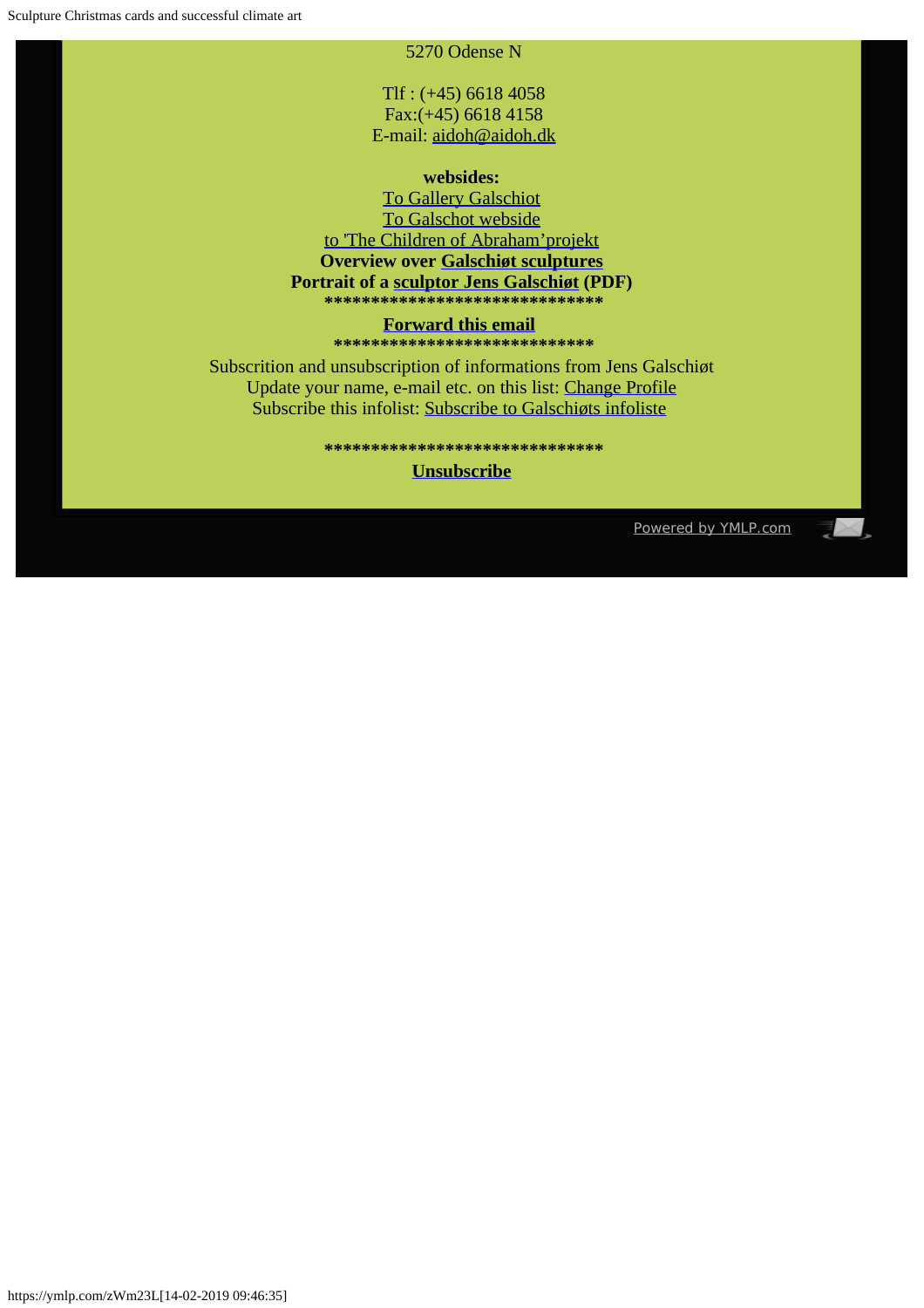5270 Odense N

Tlf : (+45) 6618 4058
Fax:(+45) 6618 4158
E-mail: aidoh@aidoh.dk

**websides:**
To Gallery Galschiot
To Galschot webside
to 'The Children of Abraham'projekt
**Overview over Galschiøt sculptures**
**Portrait of a sculptor Jens Galschiøt (PDF)**
**\*\*\*\*\*\*\*\*\*\*\*\*\*\*\*\*\*\*\*\*\*\*\*\*\*\*\*\*\*\*\*\***

**Forward this email**
**\*\*\*\*\*\*\*\*\*\*\*\*\*\*\*\*\*\*\*\*\*\*\*\*\*\*\*\*\*\***

Subscrition and unsubscription of informations from Jens Galschiøt
Update your name, e-mail etc. on this list: Change Profile
Subscribe this infolist: Subscribe to Galschiøts infoliste

**\*\*\*\*\*\*\*\*\*\*\*\*\*\*\*\*\*\*\*\*\*\*\*\*\*\*\*\*\*\*\*\***

**Unsubscribe**

Powered by YMLP.com